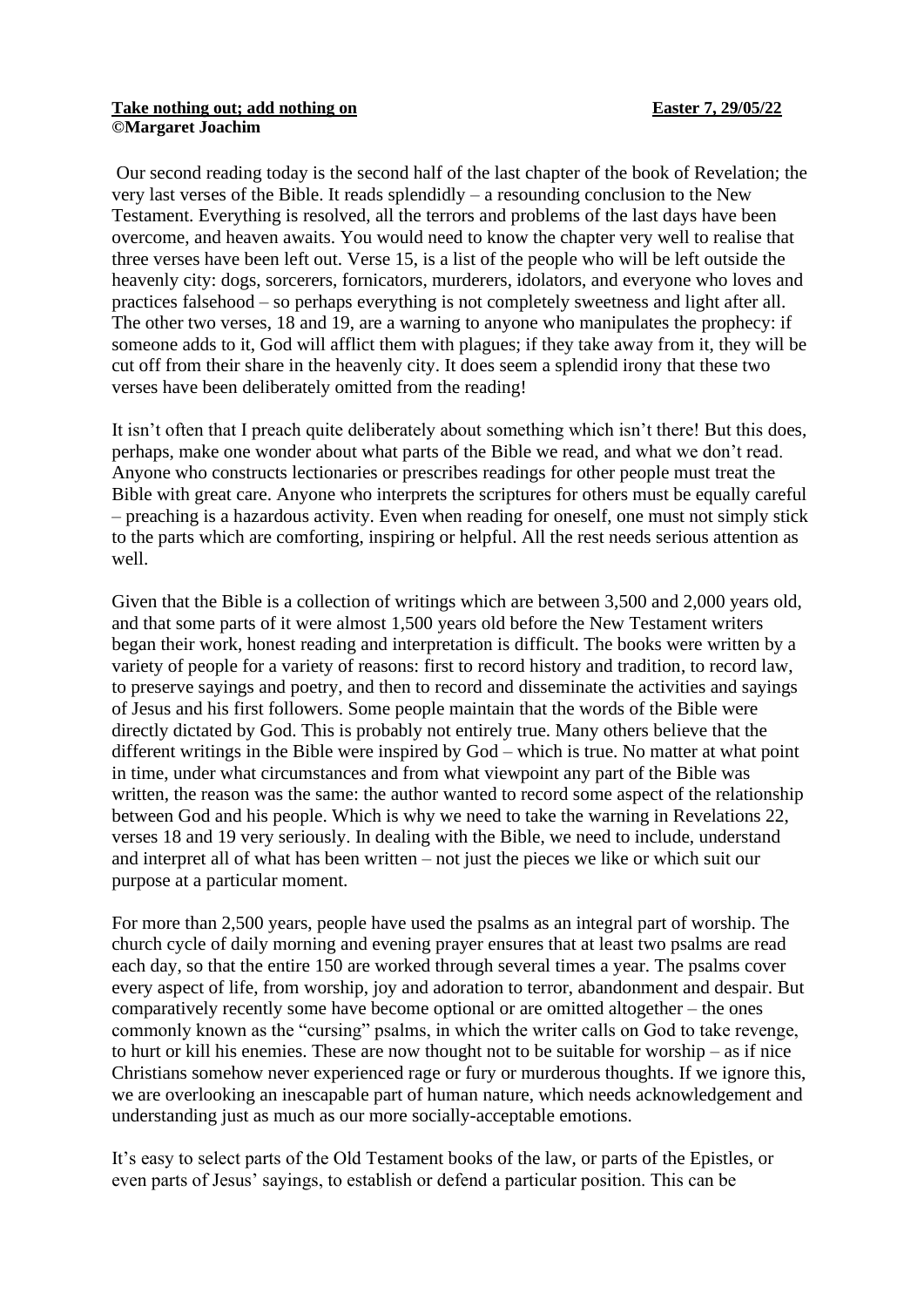**Take nothing out; add nothing on** **Easter 7, 29/05/22**
**©Margaret Joachim**

Our second reading today is the second half of the last chapter of the book of Revelation; the very last verses of the Bible. It reads splendidly – a resounding conclusion to the New Testament. Everything is resolved, all the terrors and problems of the last days have been overcome, and heaven awaits. You would need to know the chapter very well to realise that three verses have been left out. Verse 15, is a list of the people who will be left outside the heavenly city: dogs, sorcerers, fornicators, murderers, idolators, and everyone who loves and practices falsehood – so perhaps everything is not completely sweetness and light after all. The other two verses, 18 and 19, are a warning to anyone who manipulates the prophecy: if someone adds to it, God will afflict them with plagues; if they take away from it, they will be cut off from their share in the heavenly city. It does seem a splendid irony that these two verses have been deliberately omitted from the reading!

It isn't often that I preach quite deliberately about something which isn't there! But this does, perhaps, make one wonder about what parts of the Bible we read, and what we don't read. Anyone who constructs lectionaries or prescribes readings for other people must treat the Bible with great care. Anyone who interprets the scriptures for others must be equally careful – preaching is a hazardous activity. Even when reading for oneself, one must not simply stick to the parts which are comforting, inspiring or helpful. All the rest needs serious attention as well.

Given that the Bible is a collection of writings which are between 3,500 and 2,000 years old, and that some parts of it were almost 1,500 years old before the New Testament writers began their work, honest reading and interpretation is difficult. The books were written by a variety of people for a variety of reasons: first to record history and tradition, to record law, to preserve sayings and poetry, and then to record and disseminate the activities and sayings of Jesus and his first followers. Some people maintain that the words of the Bible were directly dictated by God. This is probably not entirely true. Many others believe that the different writings in the Bible were inspired by God – which is true. No matter at what point in time, under what circumstances and from what viewpoint any part of the Bible was written, the reason was the same: the author wanted to record some aspect of the relationship between God and his people. Which is why we need to take the warning in Revelations 22, verses 18 and 19 very seriously. In dealing with the Bible, we need to include, understand and interpret all of what has been written – not just the pieces we like or which suit our purpose at a particular moment.

For more than 2,500 years, people have used the psalms as an integral part of worship. The church cycle of daily morning and evening prayer ensures that at least two psalms are read each day, so that the entire 150 are worked through several times a year. The psalms cover every aspect of life, from worship, joy and adoration to terror, abandonment and despair. But comparatively recently some have become optional or are omitted altogether – the ones commonly known as the "cursing" psalms, in which the writer calls on God to take revenge, to hurt or kill his enemies. These are now thought not to be suitable for worship – as if nice Christians somehow never experienced rage or fury or murderous thoughts. If we ignore this, we are overlooking an inescapable part of human nature, which needs acknowledgement and understanding just as much as our more socially-acceptable emotions.

It's easy to select parts of the Old Testament books of the law, or parts of the Epistles, or even parts of Jesus' sayings, to establish or defend a particular position. This can be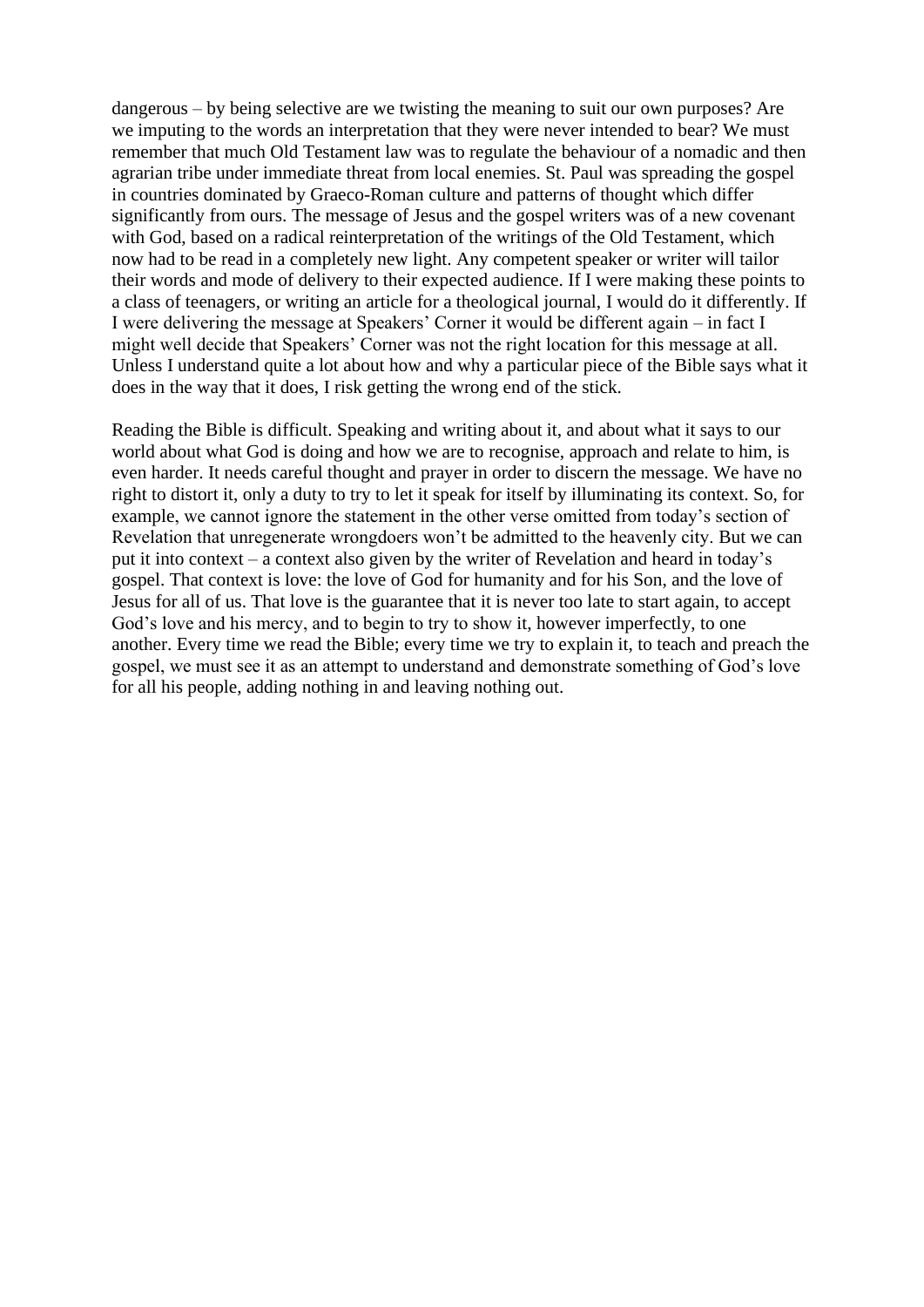dangerous – by being selective are we twisting the meaning to suit our own purposes? Are we imputing to the words an interpretation that they were never intended to bear? We must remember that much Old Testament law was to regulate the behaviour of a nomadic and then agrarian tribe under immediate threat from local enemies. St. Paul was spreading the gospel in countries dominated by Graeco-Roman culture and patterns of thought which differ significantly from ours. The message of Jesus and the gospel writers was of a new covenant with God, based on a radical reinterpretation of the writings of the Old Testament, which now had to be read in a completely new light. Any competent speaker or writer will tailor their words and mode of delivery to their expected audience. If I were making these points to a class of teenagers, or writing an article for a theological journal, I would do it differently. If I were delivering the message at Speakers' Corner it would be different again – in fact I might well decide that Speakers' Corner was not the right location for this message at all. Unless I understand quite a lot about how and why a particular piece of the Bible says what it does in the way that it does, I risk getting the wrong end of the stick.

Reading the Bible is difficult. Speaking and writing about it, and about what it says to our world about what God is doing and how we are to recognise, approach and relate to him, is even harder. It needs careful thought and prayer in order to discern the message. We have no right to distort it, only a duty to try to let it speak for itself by illuminating its context. So, for example, we cannot ignore the statement in the other verse omitted from today's section of Revelation that unregenerate wrongdoers won't be admitted to the heavenly city. But we can put it into context – a context also given by the writer of Revelation and heard in today's gospel. That context is love: the love of God for humanity and for his Son, and the love of Jesus for all of us. That love is the guarantee that it is never too late to start again, to accept God's love and his mercy, and to begin to try to show it, however imperfectly, to one another. Every time we read the Bible; every time we try to explain it, to teach and preach the gospel, we must see it as an attempt to understand and demonstrate something of God's love for all his people, adding nothing in and leaving nothing out.